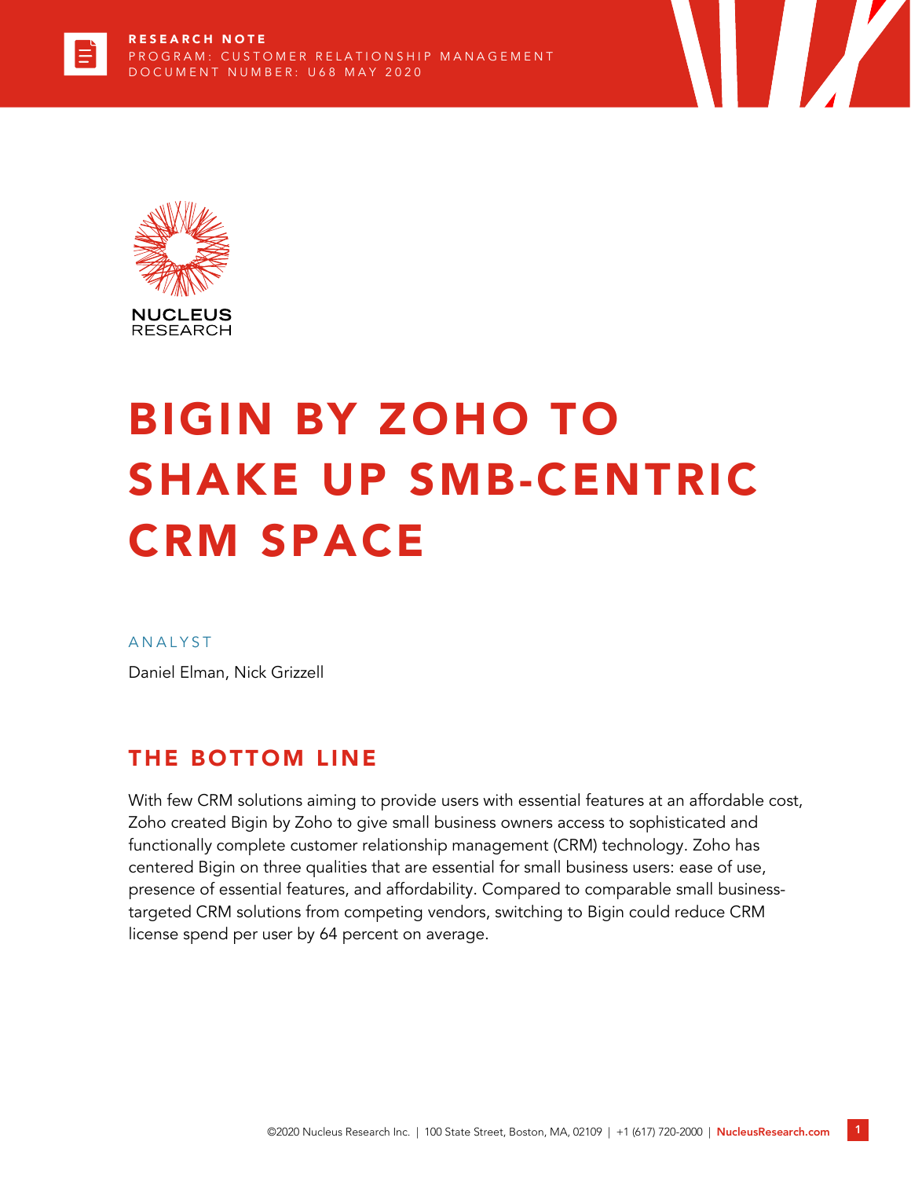**RESEARCH NOTE**
PROGRAM: CUSTOMER RELATIONSHIP MANAGEMENT
DOCUMENT NUMBER: U68 MAY 2020

NUCLEUS RESEARCH

# BIGIN BY ZOHO TO SHAKE UP SMB-CENTRIC CRM SPACE

ANALYST

Daniel Elman, Nick Grizzell

## THE BOTTOM LINE

With few CRM solutions aiming to provide users with essential features at an affordable cost, Zoho created Bigin by Zoho to give small business owners access to sophisticated and functionally complete customer relationship management (CRM) technology. Zoho has centered Bigin on three qualities that are essential for small business users: ease of use, presence of essential features, and affordability. Compared to comparable small business-targeted CRM solutions from competing vendors, switching to Bigin could reduce CRM license spend per user by 64 percent on average.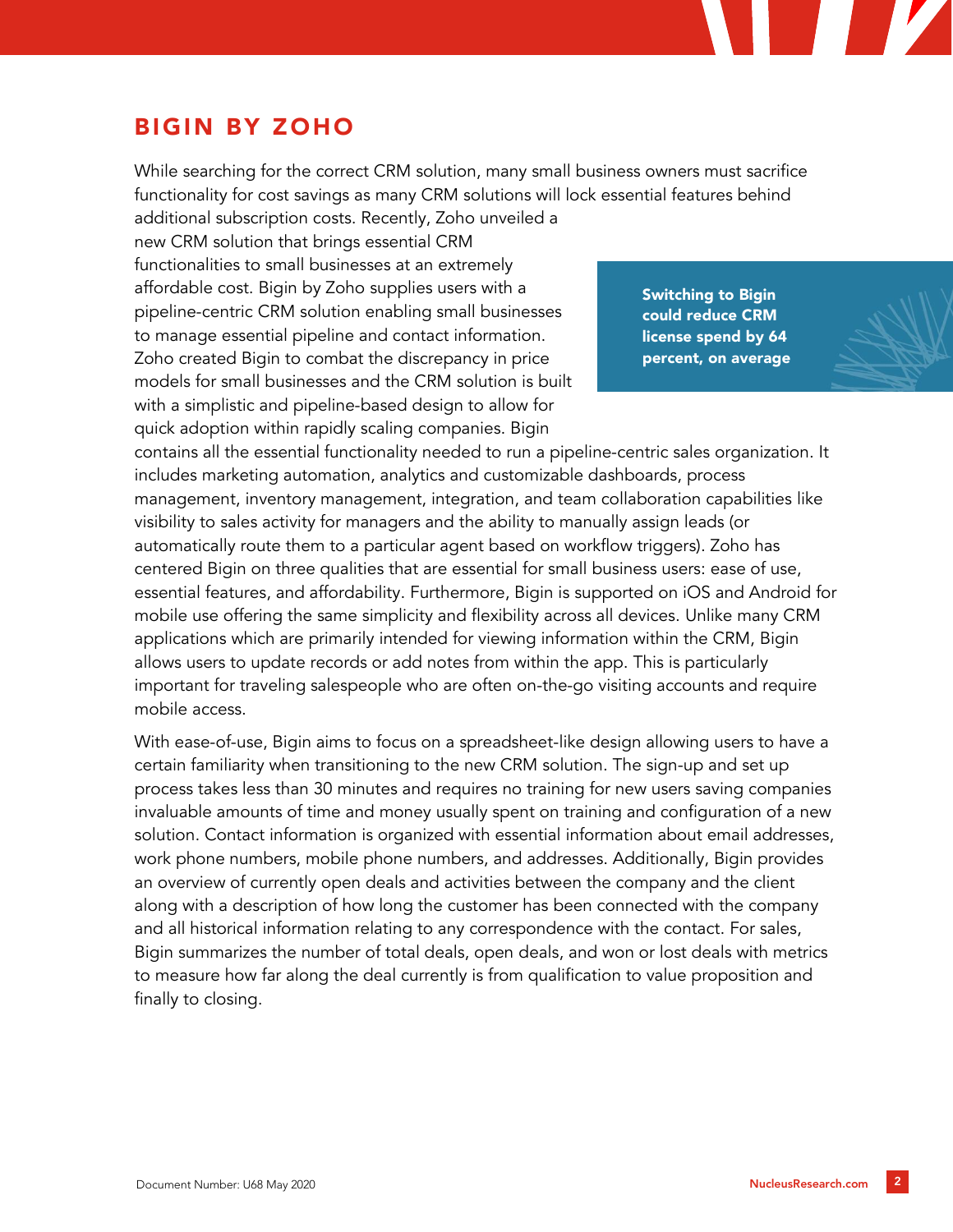## BIGIN BY ZOHO

While searching for the correct CRM solution, many small business owners must sacrifice functionality for cost savings as many CRM solutions will lock essential features behind additional subscription costs. Recently, Zoho unveiled a new CRM solution that brings essential CRM functionalities to small businesses at an extremely affordable cost. Bigin by Zoho supplies users with a pipeline-centric CRM solution enabling small businesses to manage essential pipeline and contact information. Zoho created Bigin to combat the discrepancy in price models for small businesses and the CRM solution is built with a simplistic and pipeline-based design to allow for quick adoption within rapidly scaling companies. Bigin contains all the essential functionality needed to run a pipeline-centric sales organization. It includes marketing automation, analytics and customizable dashboards, process management, inventory management, integration, and team collaboration capabilities like visibility to sales activity for managers and the ability to manually assign leads (or automatically route them to a particular agent based on workflow triggers). Zoho has centered Bigin on three qualities that are essential for small business users: ease of use, essential features, and affordability. Furthermore, Bigin is supported on iOS and Android for mobile use offering the same simplicity and flexibility across all devices. Unlike many CRM applications which are primarily intended for viewing information within the CRM, Bigin allows users to update records or add notes from within the app. This is particularly important for traveling salespeople who are often on-the-go visiting accounts and require mobile access.

> **Switching to Bigin could reduce CRM license spend by 64 percent, on average**

With ease-of-use, Bigin aims to focus on a spreadsheet-like design allowing users to have a certain familiarity when transitioning to the new CRM solution. The sign-up and set up process takes less than 30 minutes and requires no training for new users saving companies invaluable amounts of time and money usually spent on training and configuration of a new solution. Contact information is organized with essential information about email addresses, work phone numbers, mobile phone numbers, and addresses. Additionally, Bigin provides an overview of currently open deals and activities between the company and the client along with a description of how long the customer has been connected with the company and all historical information relating to any correspondence with the contact. For sales, Bigin summarizes the number of total deals, open deals, and won or lost deals with metrics to measure how far along the deal currently is from qualification to value proposition and finally to closing.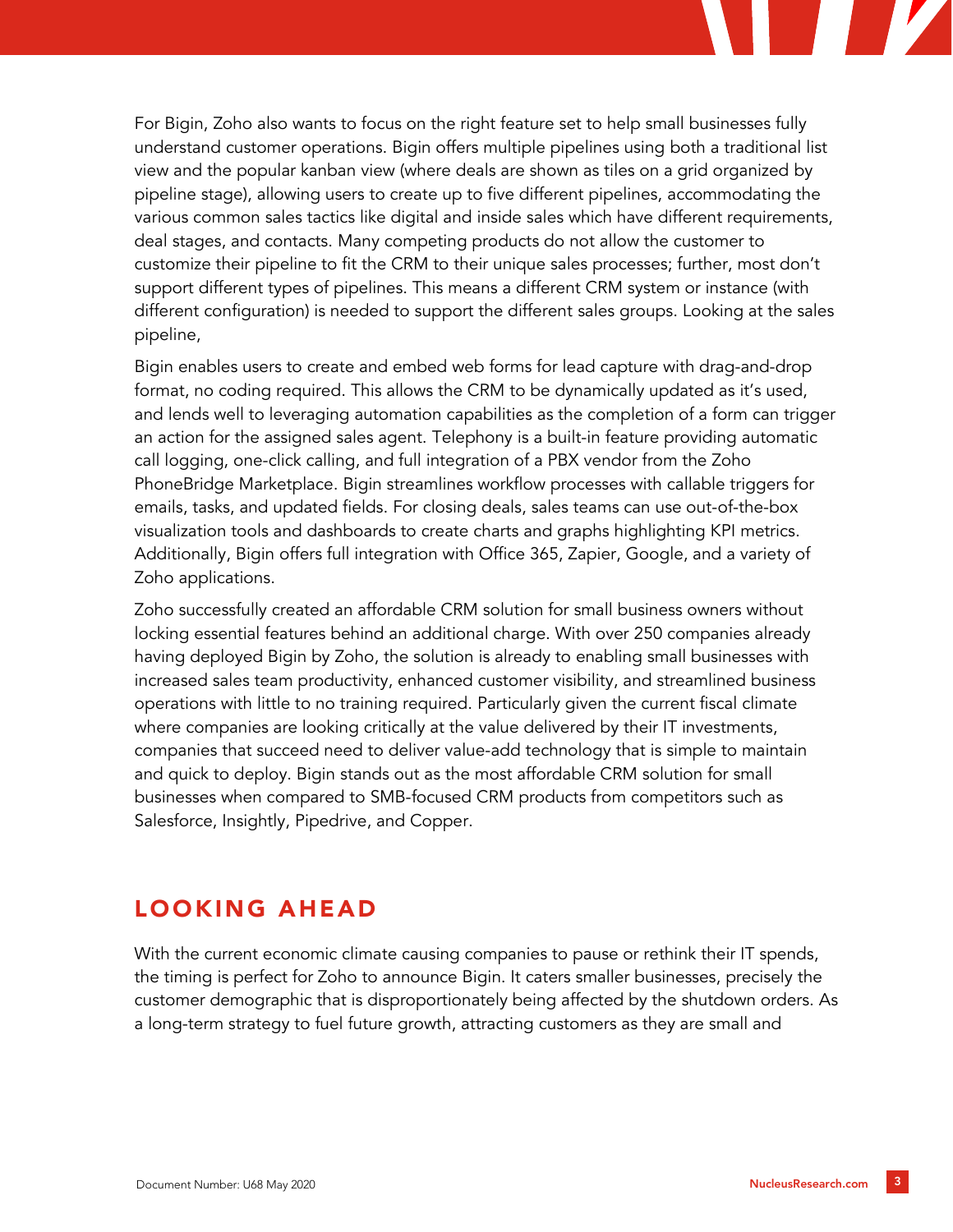For Bigin, Zoho also wants to focus on the right feature set to help small businesses fully understand customer operations. Bigin offers multiple pipelines using both a traditional list view and the popular kanban view (where deals are shown as tiles on a grid organized by pipeline stage), allowing users to create up to five different pipelines, accommodating the various common sales tactics like digital and inside sales which have different requirements, deal stages, and contacts. Many competing products do not allow the customer to customize their pipeline to fit the CRM to their unique sales processes; further, most don't support different types of pipelines. This means a different CRM system or instance (with different configuration) is needed to support the different sales groups. Looking at the sales pipeline,

Bigin enables users to create and embed web forms for lead capture with drag-and-drop format, no coding required. This allows the CRM to be dynamically updated as it's used, and lends well to leveraging automation capabilities as the completion of a form can trigger an action for the assigned sales agent. Telephony is a built-in feature providing automatic call logging, one-click calling, and full integration of a PBX vendor from the Zoho PhoneBridge Marketplace. Bigin streamlines workflow processes with callable triggers for emails, tasks, and updated fields. For closing deals, sales teams can use out-of-the-box visualization tools and dashboards to create charts and graphs highlighting KPI metrics. Additionally, Bigin offers full integration with Office 365, Zapier, Google, and a variety of Zoho applications.

Zoho successfully created an affordable CRM solution for small business owners without locking essential features behind an additional charge. With over 250 companies already having deployed Bigin by Zoho, the solution is already to enabling small businesses with increased sales team productivity, enhanced customer visibility, and streamlined business operations with little to no training required. Particularly given the current fiscal climate where companies are looking critically at the value delivered by their IT investments, companies that succeed need to deliver value-add technology that is simple to maintain and quick to deploy. Bigin stands out as the most affordable CRM solution for small businesses when compared to SMB-focused CRM products from competitors such as Salesforce, Insightly, Pipedrive, and Copper.

## LOOKING AHEAD

With the current economic climate causing companies to pause or rethink their IT spends, the timing is perfect for Zoho to announce Bigin. It caters smaller businesses, precisely the customer demographic that is disproportionately being affected by the shutdown orders. As a long-term strategy to fuel future growth, attracting customers as they are small and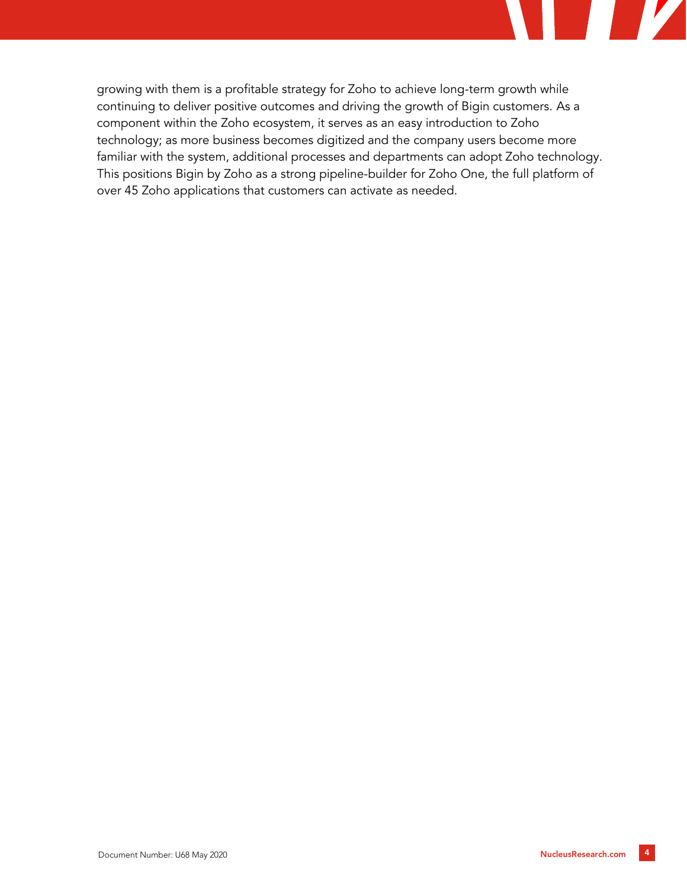growing with them is a profitable strategy for Zoho to achieve long-term growth while continuing to deliver positive outcomes and driving the growth of Bigin customers. As a component within the Zoho ecosystem, it serves as an easy introduction to Zoho technology; as more business becomes digitized and the company users become more familiar with the system, additional processes and departments can adopt Zoho technology. This positions Bigin by Zoho as a strong pipeline-builder for Zoho One, the full platform of over 45 Zoho applications that customers can activate as needed.